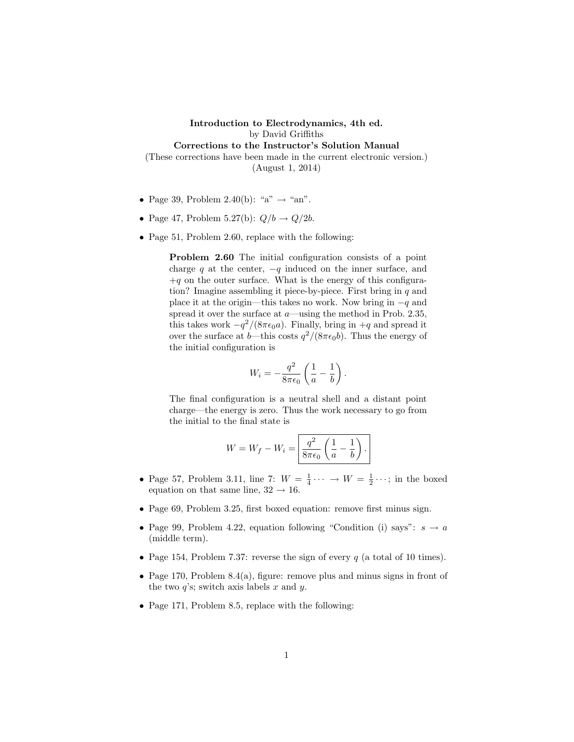**Introduction to Electrodynamics, 4th ed.**
by David Griffiths
**Corrections to the Instructor's Solution Manual**
(These corrections have been made in the current electronic version.)
(August 1, 2014)

- Page 39, Problem 2.40(b): "a" → "an".
- Page 47, Problem 5.27(b): $Q/b \to Q/2b$.
- Page 51, Problem 2.60, replace with the following:

  **Problem 2.60** The initial configuration consists of a point charge $q$ at the center, $-q$ induced on the inner surface, and $+q$ on the outer surface. What is the energy of this configuration? Imagine assembling it piece-by-piece. First bring in $q$ and place it at the origin—this takes no work. Now bring in $-q$ and spread it over the surface at $a$—using the method in Prob. 2.35, this takes work $-q^2/(8\pi\epsilon_0 a)$. Finally, bring in $+q$ and spread it over the surface at $b$—this costs $q^2/(8\pi\epsilon_0 b)$. Thus the energy of the initial configuration is

  $$W_i = -\frac{q^2}{8\pi\epsilon_0}\left(\frac{1}{a} - \frac{1}{b}\right).$$

  The final configuration is a neutral shell and a distant point charge—the energy is zero. Thus the work necessary to go from the initial to the final state is

  $$W = W_f - W_i = \boxed{\frac{q^2}{8\pi\epsilon_0}\left(\frac{1}{a} - \frac{1}{b}\right).}$$

- Page 57, Problem 3.11, line 7: $W = \frac{1}{4}\cdots \to W = \frac{1}{2}\cdots$; in the boxed equation on that same line, $32 \to 16$.
- Page 69, Problem 3.25, first boxed equation: remove first minus sign.
- Page 99, Problem 4.22, equation following "Condition (i) says": $s \to a$ (middle term).
- Page 154, Problem 7.37: reverse the sign of every $q$ (a total of 10 times).
- Page 170, Problem 8.4(a), figure: remove plus and minus signs in front of the two $q$'s; switch axis labels $x$ and $y$.
- Page 171, Problem 8.5, replace with the following: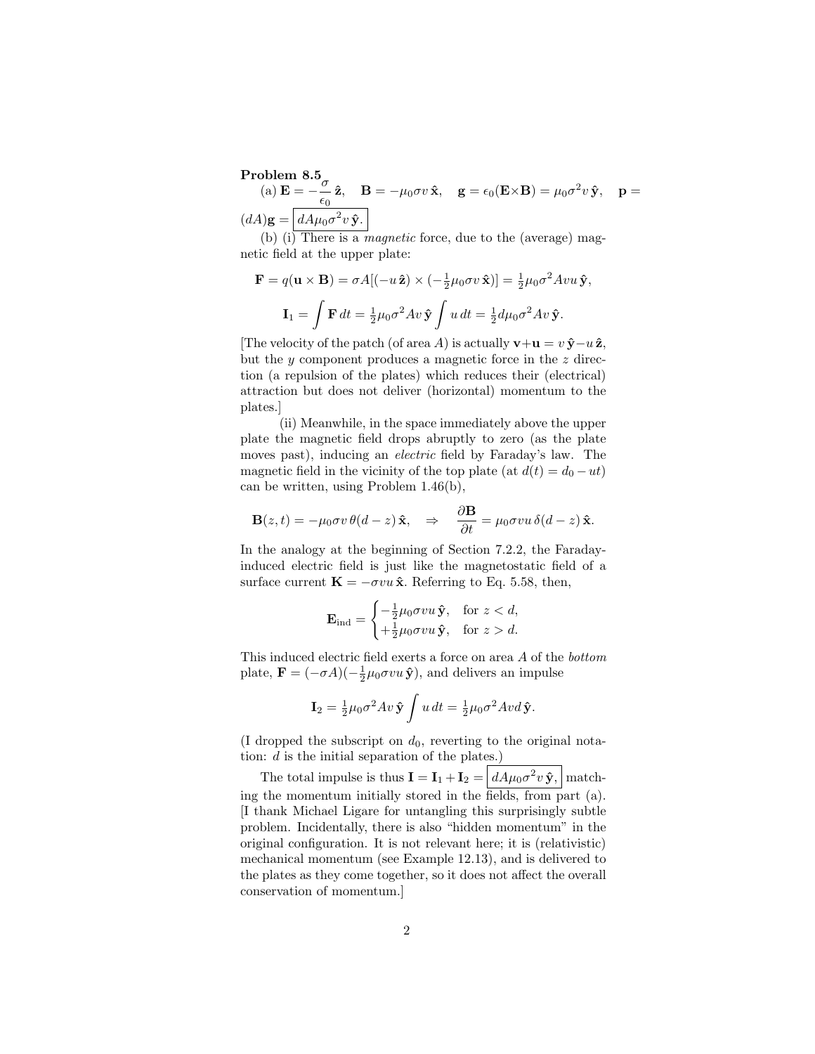**Problem 8.5**

(a) $\mathbf{E} = -\dfrac{\sigma}{\epsilon_0}\,\hat{\mathbf{z}}$, $\quad \mathbf{B} = -\mu_0\sigma v\,\hat{\mathbf{x}}$, $\quad \mathbf{g} = \epsilon_0(\mathbf{E}\times\mathbf{B}) = \mu_0\sigma^2 v\,\hat{\mathbf{y}}$, $\quad \mathbf{p} = (dA)\mathbf{g} = \boxed{dA\mu_0\sigma^2 v\,\hat{\mathbf{y}}.}$

(b) (i) There is a *magnetic* force, due to the (average) magnetic field at the upper plate:

$$\mathbf{F} = q(\mathbf{u}\times\mathbf{B}) = \sigma A[(-u\,\hat{\mathbf{z}})\times(-\tfrac{1}{2}\mu_0\sigma v\,\hat{\mathbf{x}})] = \tfrac{1}{2}\mu_0\sigma^2 Avu\,\hat{\mathbf{y}},$$

$$\mathbf{I}_1 = \int \mathbf{F}\,dt = \tfrac{1}{2}\mu_0\sigma^2 Av\,\hat{\mathbf{y}}\int u\,dt = \tfrac{1}{2}d\mu_0\sigma^2 Av\,\hat{\mathbf{y}}.$$

[The velocity of the patch (of area $A$) is actually $\mathbf{v}+\mathbf{u} = v\,\hat{\mathbf{y}} - u\,\hat{\mathbf{z}}$, but the $y$ component produces a magnetic force in the $z$ direction (a repulsion of the plates) which reduces their (electrical) attraction but does not deliver (horizontal) momentum to the plates.]

(ii) Meanwhile, in the space immediately above the upper plate the magnetic field drops abruptly to zero (as the plate moves past), inducing an *electric* field by Faraday's law. The magnetic field in the vicinity of the top plate (at $d(t) = d_0 - ut$) can be written, using Problem 1.46(b),

$$\mathbf{B}(z,t) = -\mu_0\sigma v\,\theta(d-z)\,\hat{\mathbf{x}}, \quad\Rightarrow\quad \frac{\partial\mathbf{B}}{\partial t} = \mu_0\sigma vu\,\delta(d-z)\,\hat{\mathbf{x}}.$$

In the analogy at the beginning of Section 7.2.2, the Faraday-induced electric field is just like the magnetostatic field of a surface current $\mathbf{K} = -\sigma vu\,\hat{\mathbf{x}}$. Referring to Eq. 5.58, then,

$$\mathbf{E}_{\text{ind}} = \begin{cases} -\tfrac{1}{2}\mu_0\sigma vu\,\hat{\mathbf{y}}, & \text{for } z < d, \\ +\tfrac{1}{2}\mu_0\sigma vu\,\hat{\mathbf{y}}, & \text{for } z > d. \end{cases}$$

This induced electric field exerts a force on area $A$ of the *bottom* plate, $\mathbf{F} = (-\sigma A)(-\tfrac{1}{2}\mu_0\sigma vu\,\hat{\mathbf{y}})$, and delivers an impulse

$$\mathbf{I}_2 = \tfrac{1}{2}\mu_0\sigma^2 Av\,\hat{\mathbf{y}}\int u\,dt = \tfrac{1}{2}\mu_0\sigma^2 Avd\,\hat{\mathbf{y}}.$$

(I dropped the subscript on $d_0$, reverting to the original notation: $d$ is the initial separation of the plates.)

The total impulse is thus $\mathbf{I} = \mathbf{I}_1 + \mathbf{I}_2 = \boxed{dA\mu_0\sigma^2 v\,\hat{\mathbf{y}},}$ matching the momentum initially stored in the fields, from part (a). [I thank Michael Ligare for untangling this surprisingly subtle problem. Incidentally, there is also "hidden momentum" in the original configuration. It is not relevant here; it is (relativistic) mechanical momentum (see Example 12.13), and is delivered to the plates as they come together, so it does not affect the overall conservation of momentum.]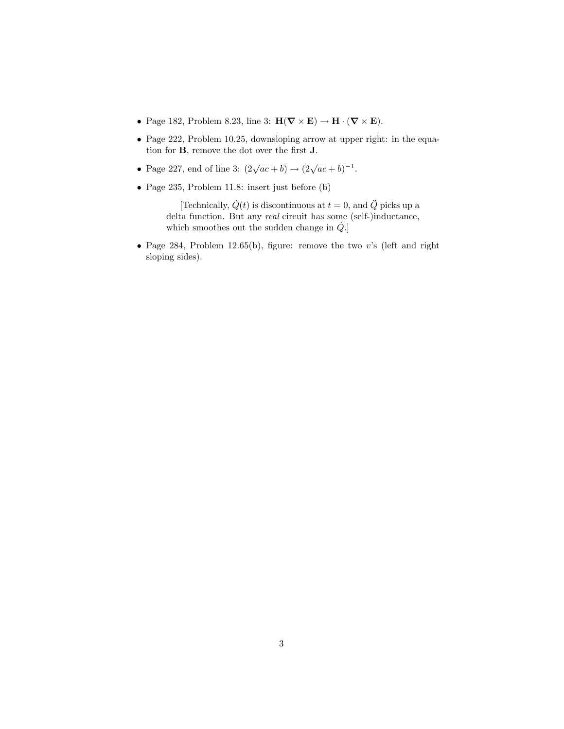- Page 182, Problem 8.23, line 3: $\mathbf{H}(\boldsymbol{\nabla} \times \mathbf{E}) \rightarrow \mathbf{H} \cdot (\boldsymbol{\nabla} \times \mathbf{E})$.

- Page 222, Problem 10.25, downsloping arrow at upper right: in the equation for $\mathbf{B}$, remove the dot over the first $\mathbf{J}$.

- Page 227, end of line 3: $(2\sqrt{ac} + b) \rightarrow (2\sqrt{ac} + b)^{-1}$.

- Page 235, Problem 11.8: insert just before (b)

  > [Technically, $\dot{Q}(t)$ is discontinuous at $t = 0$, and $\ddot{Q}$ picks up a delta function. But any *real* circuit has some (self-)inductance, which smoothes out the sudden change in $\dot{Q}$.]

- Page 284, Problem 12.65(b), figure: remove the two $v$'s (left and right sloping sides).